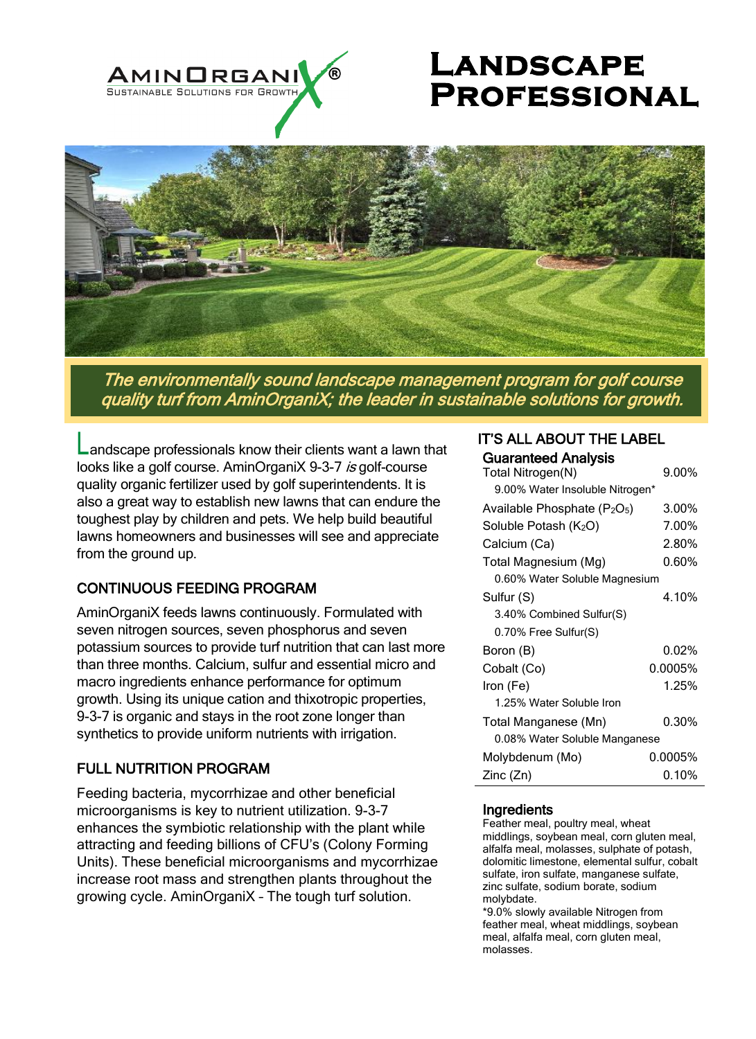AMINORGANIX®
SUSTAINABLE SOLUTIONS FOR GROWTH

# Landscape Professional

*The environmentally sound landscape management program for golf course quality turf from AminOrganiX; the leader in sustainable solutions for growth.*

Landscape professionals know their clients want a lawn that looks like a golf course. AminOrganiX 9-3-7 *is* golf-course quality organic fertilizer used by golf superintendents. It is also a great way to establish new lawns that can endure the toughest play by children and pets. We help build beautiful lawns homeowners and businesses will see and appreciate from the ground up.

## CONTINUOUS FEEDING PROGRAM

AminOrganiX feeds lawns continuously. Formulated with seven nitrogen sources, seven phosphorus and seven potassium sources to provide turf nutrition that can last more than three months. Calcium, sulfur and essential micro and macro ingredients enhance performance for optimum growth. Using its unique cation and thixotropic properties, 9-3-7 is organic and stays in the root zone longer than synthetics to provide uniform nutrients with irrigation.

## FULL NUTRITION PROGRAM

Feeding bacteria, mycorrhizae and other beneficial microorganisms is key to nutrient utilization. 9-3-7 enhances the symbiotic relationship with the plant while attracting and feeding billions of CFU's (Colony Forming Units). These beneficial microorganisms and mycorrhizae increase root mass and strengthen plants throughout the growing cycle. AminOrganiX – The tough turf solution.

## IT'S ALL ABOUT THE LABEL

### Guaranteed Analysis

| | |
|---|---|
| Total Nitrogen(N) | 9.00% |
| 9.00% Water Insoluble Nitrogen* | |
| Available Phosphate ($P_2O_5$) | 3.00% |
| Soluble Potash ($K_2O$) | 7.00% |
| Calcium (Ca) | 2.80% |
| Total Magnesium (Mg) | 0.60% |
| 0.60% Water Soluble Magnesium | |
| Sulfur (S) | 4.10% |
| 3.40% Combined Sulfur(S) | |
| 0.70% Free Sulfur(S) | |
| Boron (B) | 0.02% |
| Cobalt (Co) | 0.0005% |
| Iron (Fe) | 1.25% |
| 1.25% Water Soluble Iron | |
| Total Manganese (Mn) | 0.30% |
| 0.08% Water Soluble Manganese | |
| Molybdenum (Mo) | 0.0005% |
| Zinc (Zn) | 0.10% |

### Ingredients

Feather meal, poultry meal, wheat middlings, soybean meal, corn gluten meal, alfalfa meal, molasses, sulphate of potash, dolomitic limestone, elemental sulfur, cobalt sulfate, iron sulfate, manganese sulfate, zinc sulfate, sodium borate, sodium molybdate.

*9.0% slowly available Nitrogen from feather meal, wheat middlings, soybean meal, alfalfa meal, corn gluten meal, molasses.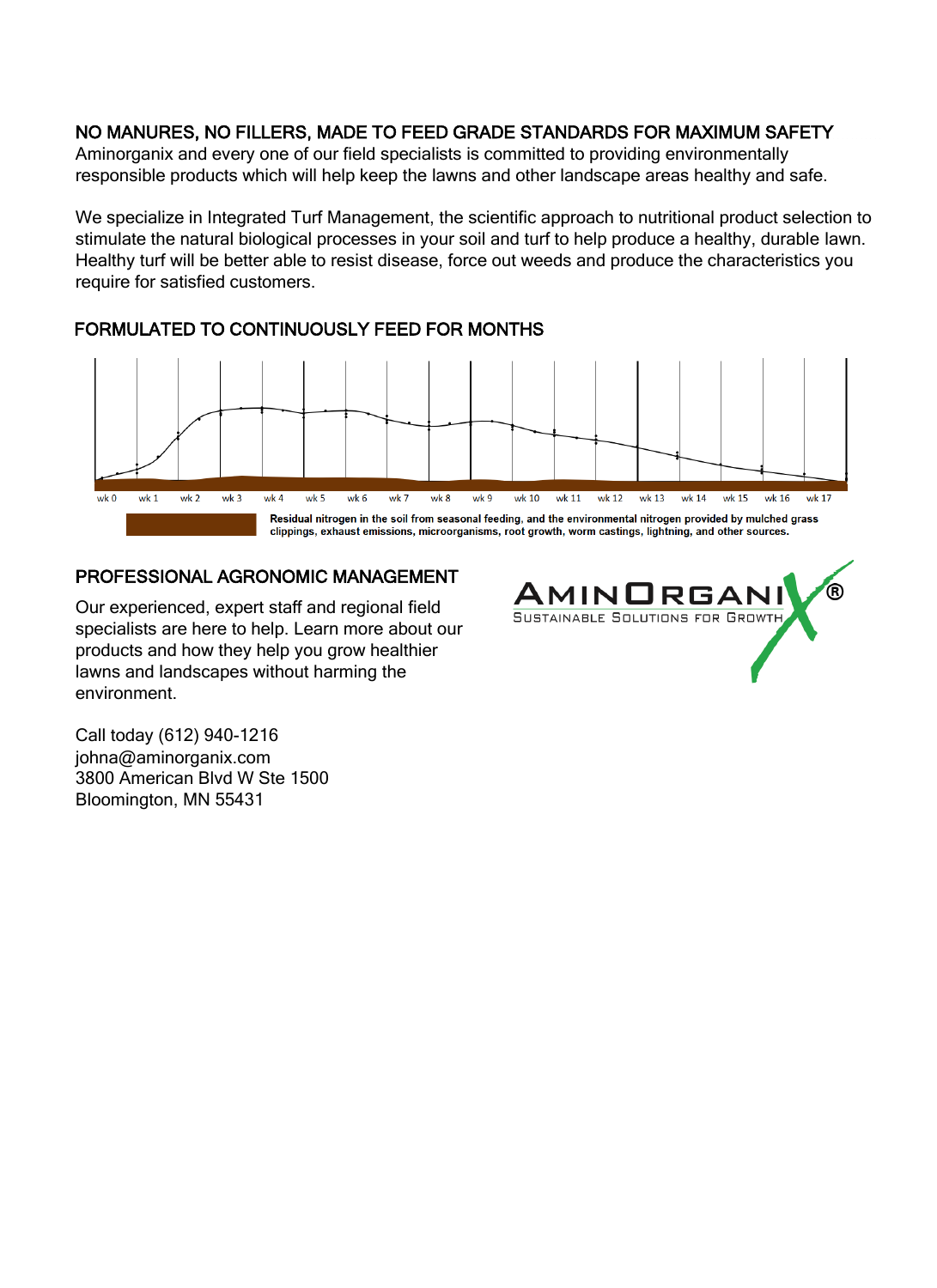## NO MANURES, NO FILLERS, MADE TO FEED GRADE STANDARDS FOR MAXIMUM SAFETY

Aminorganix and every one of our field specialists is committed to providing environmentally responsible products which will help keep the lawns and other landscape areas healthy and safe.

We specialize in Integrated Turf Management, the scientific approach to nutritional product selection to stimulate the natural biological processes in your soil and turf to help produce a healthy, durable lawn. Healthy turf will be better able to resist disease, force out weeds and produce the characteristics you require for satisfied customers.

## FORMULATED TO CONTINUOUSLY FEED FOR MONTHS

wk 0 wk 1 wk 2 wk 3 wk 4 wk 5 wk 6 wk 7 wk 8 wk 9 wk 10 wk 11 wk 12 wk 13 wk 14 wk 15 wk 16 wk 17

**Residual nitrogen in the soil from seasonal feeding, and the environmental nitrogen provided by mulched grass clippings, exhaust emissions, microorganisms, root growth, worm castings, lightning, and other sources.**

## PROFESSIONAL AGRONOMIC MANAGEMENT

Our experienced, expert staff and regional field specialists are here to help. Learn more about our products and how they help you grow healthier lawns and landscapes without harming the environment.

AMINORGANIX®
SUSTAINABLE SOLUTIONS FOR GROWTH

Call today (612) 940-1216
johna@aminorganix.com
3800 American Blvd W Ste 1500
Bloomington, MN 55431